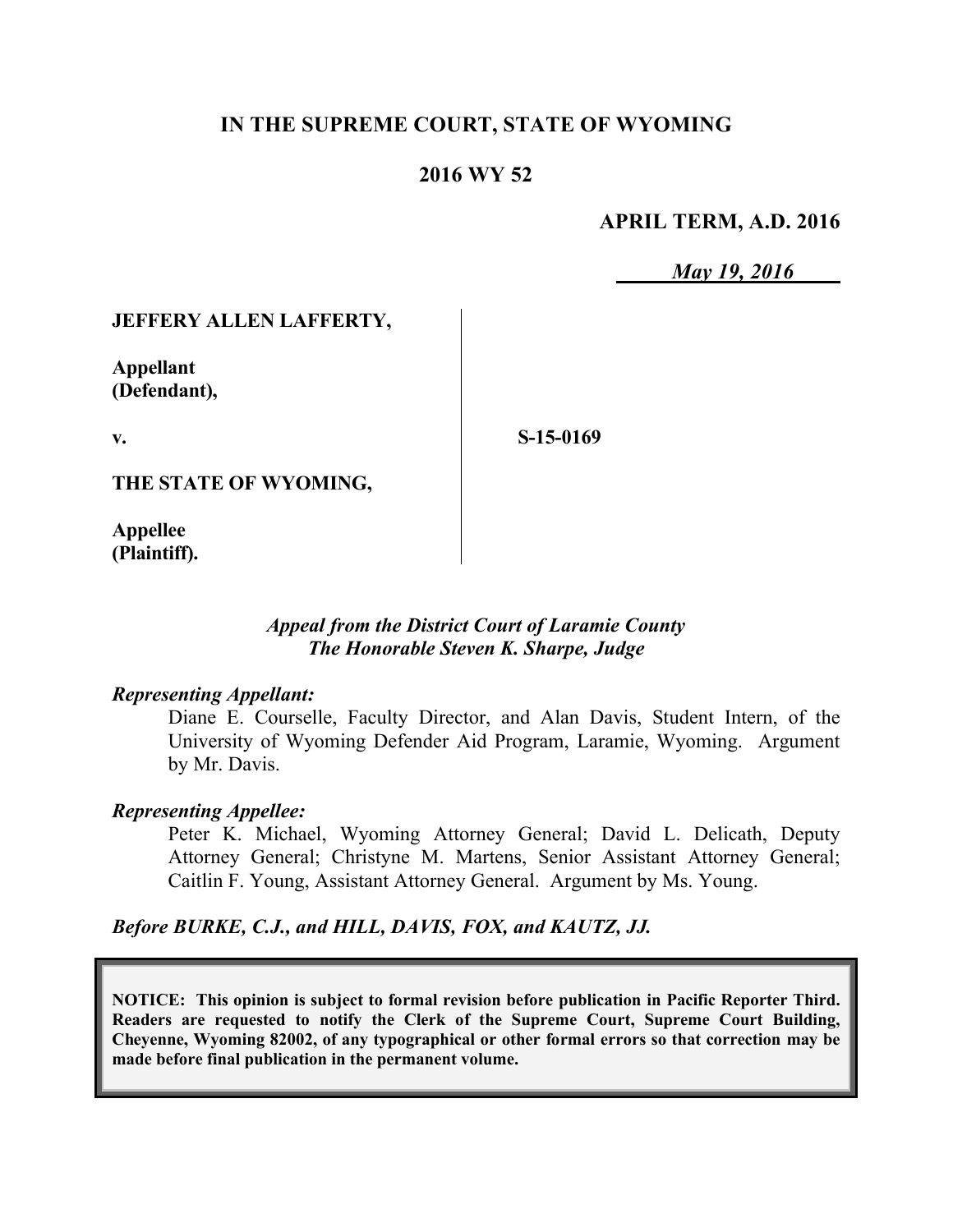# IN THE SUPREME COURT, STATE OF WYOMING

## 2016 WY 52

**APRIL TERM, A.D. 2016**

*May 19, 2016*

**JEFFERY ALLEN LAFFERTY,**

**Appellant (Defendant),**

**v.**

**S-15-0169**

**THE STATE OF WYOMING,**

**Appellee (Plaintiff).**

*Appeal from the District Court of Laramie County*
*The Honorable Steven K. Sharpe, Judge*

***Representing Appellant:***

Diane E. Courselle, Faculty Director, and Alan Davis, Student Intern, of the University of Wyoming Defender Aid Program, Laramie, Wyoming. Argument by Mr. Davis.

***Representing Appellee:***

Peter K. Michael, Wyoming Attorney General; David L. Delicath, Deputy Attorney General; Christyne M. Martens, Senior Assistant Attorney General; Caitlin F. Young, Assistant Attorney General. Argument by Ms. Young.

***Before BURKE, C.J., and HILL, DAVIS, FOX, and KAUTZ, JJ.***

**NOTICE: This opinion is subject to formal revision before publication in Pacific Reporter Third. Readers are requested to notify the Clerk of the Supreme Court, Supreme Court Building, Cheyenne, Wyoming 82002, of any typographical or other formal errors so that correction may be made before final publication in the permanent volume.**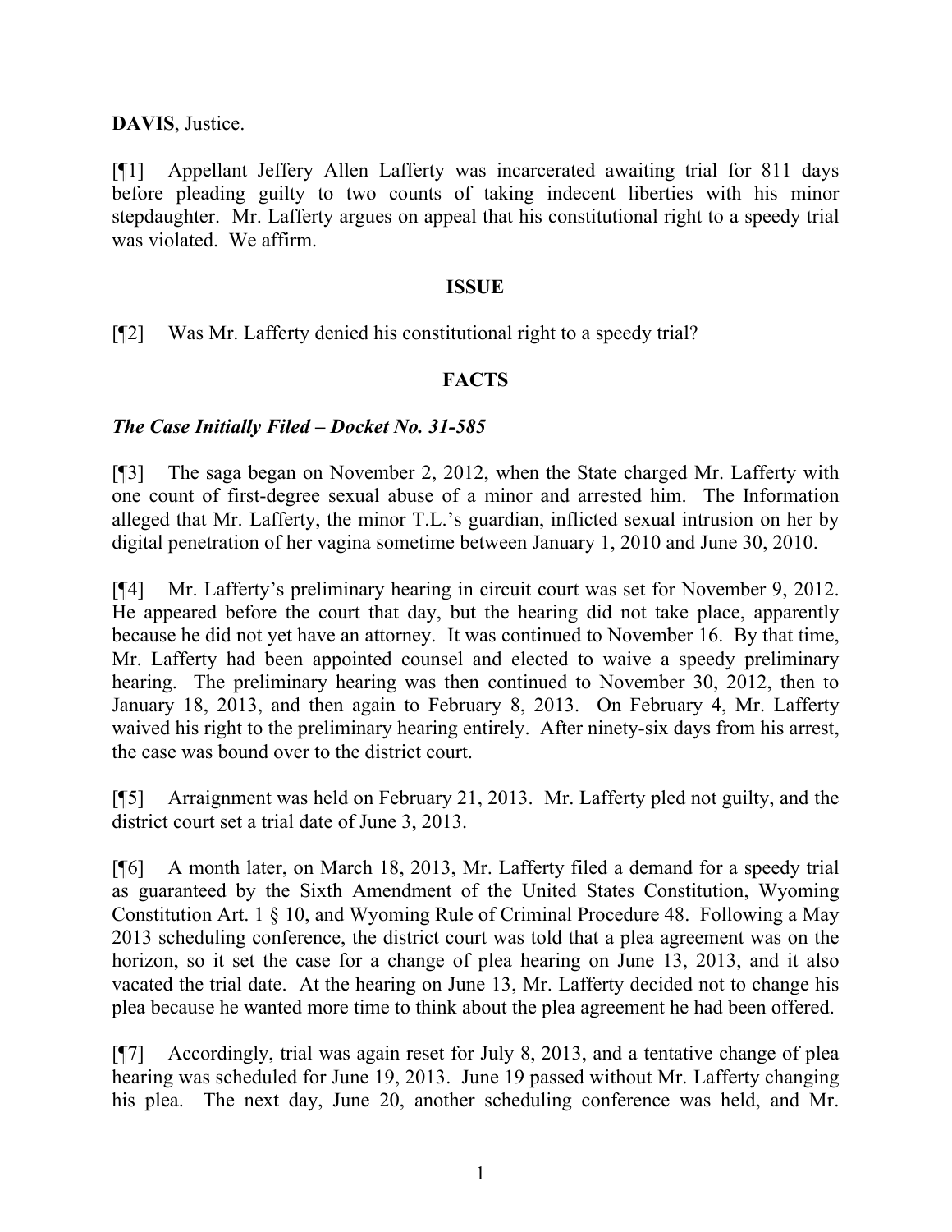**DAVIS**, Justice.

[¶1] Appellant Jeffery Allen Lafferty was incarcerated awaiting trial for 811 days before pleading guilty to two counts of taking indecent liberties with his minor stepdaughter. Mr. Lafferty argues on appeal that his constitutional right to a speedy trial was violated. We affirm.

## ISSUE

[¶2] Was Mr. Lafferty denied his constitutional right to a speedy trial?

## FACTS

### *The Case Initially Filed – Docket No. 31-585*

[¶3] The saga began on November 2, 2012, when the State charged Mr. Lafferty with one count of first-degree sexual abuse of a minor and arrested him. The Information alleged that Mr. Lafferty, the minor T.L.'s guardian, inflicted sexual intrusion on her by digital penetration of her vagina sometime between January 1, 2010 and June 30, 2010.

[¶4] Mr. Lafferty's preliminary hearing in circuit court was set for November 9, 2012. He appeared before the court that day, but the hearing did not take place, apparently because he did not yet have an attorney. It was continued to November 16. By that time, Mr. Lafferty had been appointed counsel and elected to waive a speedy preliminary hearing. The preliminary hearing was then continued to November 30, 2012, then to January 18, 2013, and then again to February 8, 2013. On February 4, Mr. Lafferty waived his right to the preliminary hearing entirely. After ninety-six days from his arrest, the case was bound over to the district court.

[¶5] Arraignment was held on February 21, 2013. Mr. Lafferty pled not guilty, and the district court set a trial date of June 3, 2013.

[¶6] A month later, on March 18, 2013, Mr. Lafferty filed a demand for a speedy trial as guaranteed by the Sixth Amendment of the United States Constitution, Wyoming Constitution Art. 1 § 10, and Wyoming Rule of Criminal Procedure 48. Following a May 2013 scheduling conference, the district court was told that a plea agreement was on the horizon, so it set the case for a change of plea hearing on June 13, 2013, and it also vacated the trial date. At the hearing on June 13, Mr. Lafferty decided not to change his plea because he wanted more time to think about the plea agreement he had been offered.

[¶7] Accordingly, trial was again reset for July 8, 2013, and a tentative change of plea hearing was scheduled for June 19, 2013. June 19 passed without Mr. Lafferty changing his plea. The next day, June 20, another scheduling conference was held, and Mr.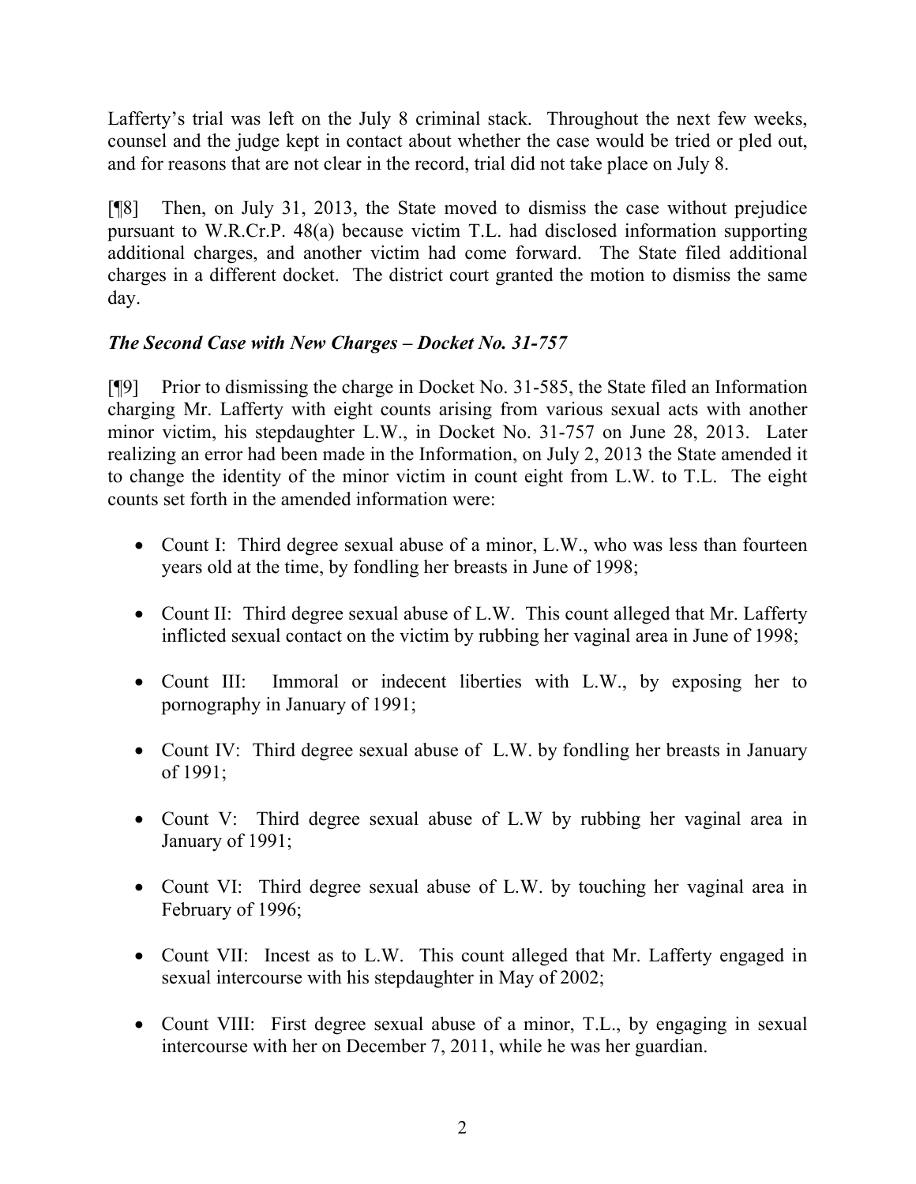Lafferty's trial was left on the July 8 criminal stack. Throughout the next few weeks, counsel and the judge kept in contact about whether the case would be tried or pled out, and for reasons that are not clear in the record, trial did not take place on July 8.

[¶8] Then, on July 31, 2013, the State moved to dismiss the case without prejudice pursuant to W.R.Cr.P. 48(a) because victim T.L. had disclosed information supporting additional charges, and another victim had come forward. The State filed additional charges in a different docket. The district court granted the motion to dismiss the same day.

### *The Second Case with New Charges – Docket No. 31-757*

[¶9] Prior to dismissing the charge in Docket No. 31-585, the State filed an Information charging Mr. Lafferty with eight counts arising from various sexual acts with another minor victim, his stepdaughter L.W., in Docket No. 31-757 on June 28, 2013. Later realizing an error had been made in the Information, on July 2, 2013 the State amended it to change the identity of the minor victim in count eight from L.W. to T.L. The eight counts set forth in the amended information were:

- Count I: Third degree sexual abuse of a minor, L.W., who was less than fourteen years old at the time, by fondling her breasts in June of 1998;
- Count II: Third degree sexual abuse of L.W. This count alleged that Mr. Lafferty inflicted sexual contact on the victim by rubbing her vaginal area in June of 1998;
- Count III: Immoral or indecent liberties with L.W., by exposing her to pornography in January of 1991;
- Count IV: Third degree sexual abuse of L.W. by fondling her breasts in January of 1991;
- Count V: Third degree sexual abuse of L.W by rubbing her vaginal area in January of 1991;
- Count VI: Third degree sexual abuse of L.W. by touching her vaginal area in February of 1996;
- Count VII: Incest as to L.W. This count alleged that Mr. Lafferty engaged in sexual intercourse with his stepdaughter in May of 2002;
- Count VIII: First degree sexual abuse of a minor, T.L., by engaging in sexual intercourse with her on December 7, 2011, while he was her guardian.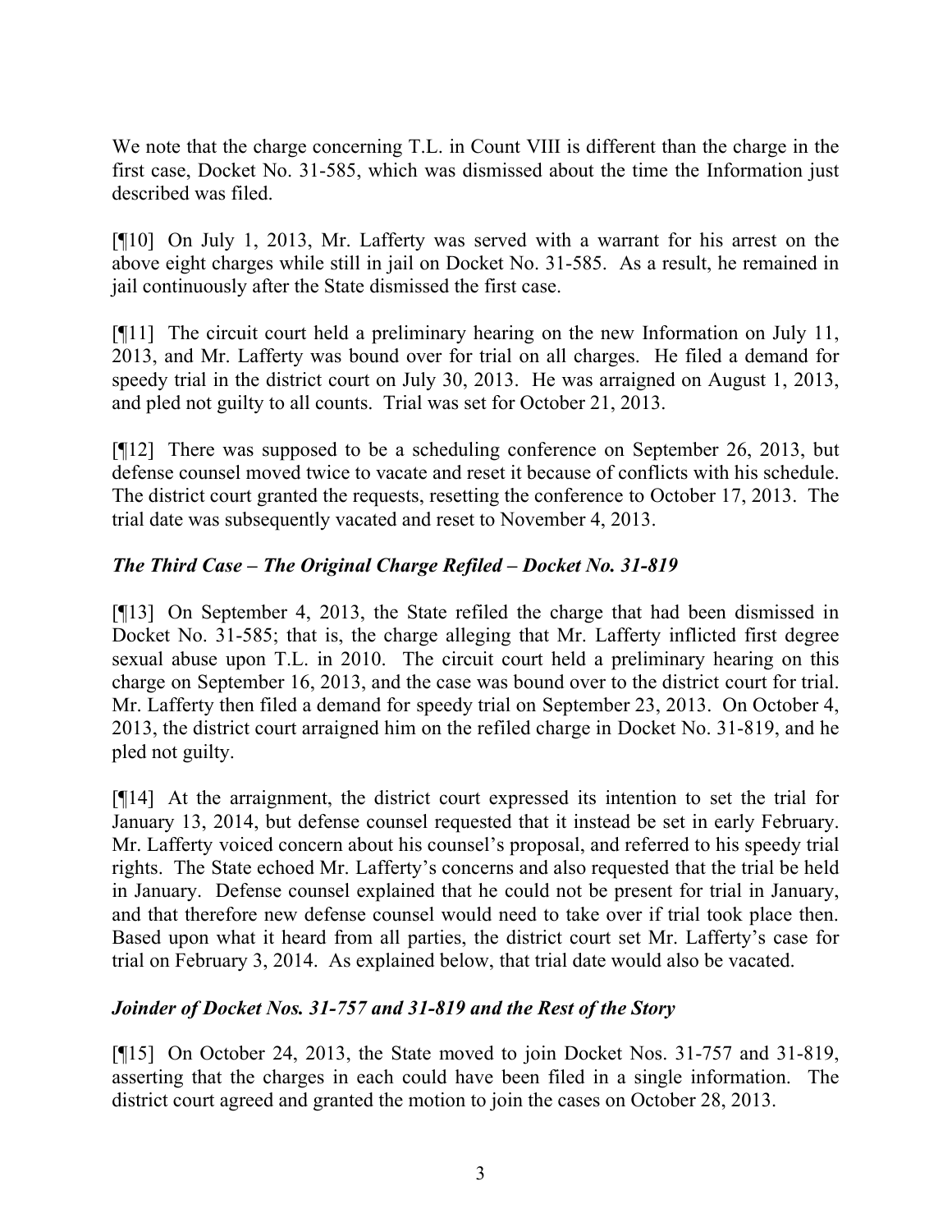We note that the charge concerning T.L. in Count VIII is different than the charge in the first case, Docket No. 31-585, which was dismissed about the time the Information just described was filed.

[¶10] On July 1, 2013, Mr. Lafferty was served with a warrant for his arrest on the above eight charges while still in jail on Docket No. 31-585. As a result, he remained in jail continuously after the State dismissed the first case.

[¶11] The circuit court held a preliminary hearing on the new Information on July 11, 2013, and Mr. Lafferty was bound over for trial on all charges. He filed a demand for speedy trial in the district court on July 30, 2013. He was arraigned on August 1, 2013, and pled not guilty to all counts. Trial was set for October 21, 2013.

[¶12] There was supposed to be a scheduling conference on September 26, 2013, but defense counsel moved twice to vacate and reset it because of conflicts with his schedule. The district court granted the requests, resetting the conference to October 17, 2013. The trial date was subsequently vacated and reset to November 4, 2013.

### *The Third Case – The Original Charge Refiled – Docket No. 31-819*

[¶13] On September 4, 2013, the State refiled the charge that had been dismissed in Docket No. 31-585; that is, the charge alleging that Mr. Lafferty inflicted first degree sexual abuse upon T.L. in 2010. The circuit court held a preliminary hearing on this charge on September 16, 2013, and the case was bound over to the district court for trial. Mr. Lafferty then filed a demand for speedy trial on September 23, 2013. On October 4, 2013, the district court arraigned him on the refiled charge in Docket No. 31-819, and he pled not guilty.

[¶14] At the arraignment, the district court expressed its intention to set the trial for January 13, 2014, but defense counsel requested that it instead be set in early February. Mr. Lafferty voiced concern about his counsel's proposal, and referred to his speedy trial rights. The State echoed Mr. Lafferty's concerns and also requested that the trial be held in January. Defense counsel explained that he could not be present for trial in January, and that therefore new defense counsel would need to take over if trial took place then. Based upon what it heard from all parties, the district court set Mr. Lafferty's case for trial on February 3, 2014. As explained below, that trial date would also be vacated.

### *Joinder of Docket Nos. 31-757 and 31-819 and the Rest of the Story*

[¶15] On October 24, 2013, the State moved to join Docket Nos. 31-757 and 31-819, asserting that the charges in each could have been filed in a single information. The district court agreed and granted the motion to join the cases on October 28, 2013.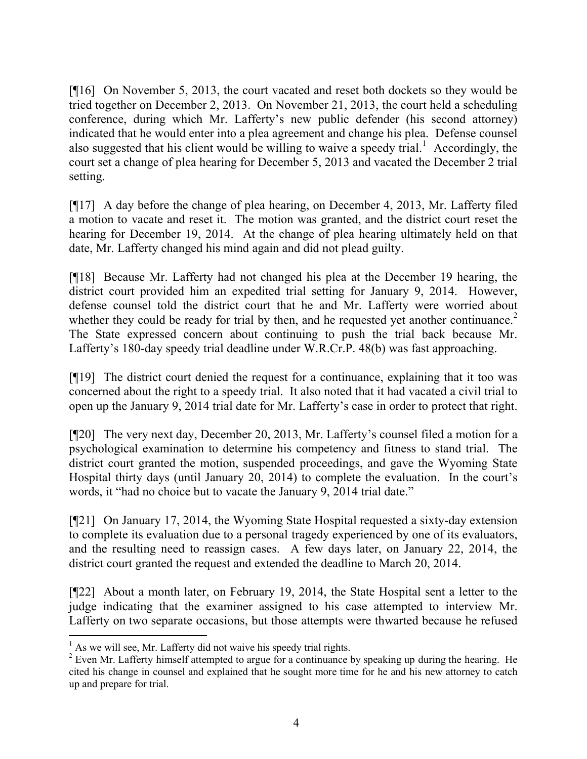[¶16] On November 5, 2013, the court vacated and reset both dockets so they would be tried together on December 2, 2013. On November 21, 2013, the court held a scheduling conference, during which Mr. Lafferty's new public defender (his second attorney) indicated that he would enter into a plea agreement and change his plea. Defense counsel also suggested that his client would be willing to waive a speedy trial.[1] Accordingly, the court set a change of plea hearing for December 5, 2013 and vacated the December 2 trial setting.

[¶17] A day before the change of plea hearing, on December 4, 2013, Mr. Lafferty filed a motion to vacate and reset it. The motion was granted, and the district court reset the hearing for December 19, 2014. At the change of plea hearing ultimately held on that date, Mr. Lafferty changed his mind again and did not plead guilty.

[¶18] Because Mr. Lafferty had not changed his plea at the December 19 hearing, the district court provided him an expedited trial setting for January 9, 2014. However, defense counsel told the district court that he and Mr. Lafferty were worried about whether they could be ready for trial by then, and he requested yet another continuance.[2] The State expressed concern about continuing to push the trial back because Mr. Lafferty's 180-day speedy trial deadline under W.R.Cr.P. 48(b) was fast approaching.

[¶19] The district court denied the request for a continuance, explaining that it too was concerned about the right to a speedy trial. It also noted that it had vacated a civil trial to open up the January 9, 2014 trial date for Mr. Lafferty's case in order to protect that right.

[¶20] The very next day, December 20, 2013, Mr. Lafferty's counsel filed a motion for a psychological examination to determine his competency and fitness to stand trial. The district court granted the motion, suspended proceedings, and gave the Wyoming State Hospital thirty days (until January 20, 2014) to complete the evaluation. In the court's words, it "had no choice but to vacate the January 9, 2014 trial date."

[¶21] On January 17, 2014, the Wyoming State Hospital requested a sixty-day extension to complete its evaluation due to a personal tragedy experienced by one of its evaluators, and the resulting need to reassign cases. A few days later, on January 22, 2014, the district court granted the request and extended the deadline to March 20, 2014.

[¶22] About a month later, on February 19, 2014, the State Hospital sent a letter to the judge indicating that the examiner assigned to his case attempted to interview Mr. Lafferty on two separate occasions, but those attempts were thwarted because he refused

---

[1] As we will see, Mr. Lafferty did not waive his speedy trial rights.

[2] Even Mr. Lafferty himself attempted to argue for a continuance by speaking up during the hearing. He cited his change in counsel and explained that he sought more time for he and his new attorney to catch up and prepare for trial.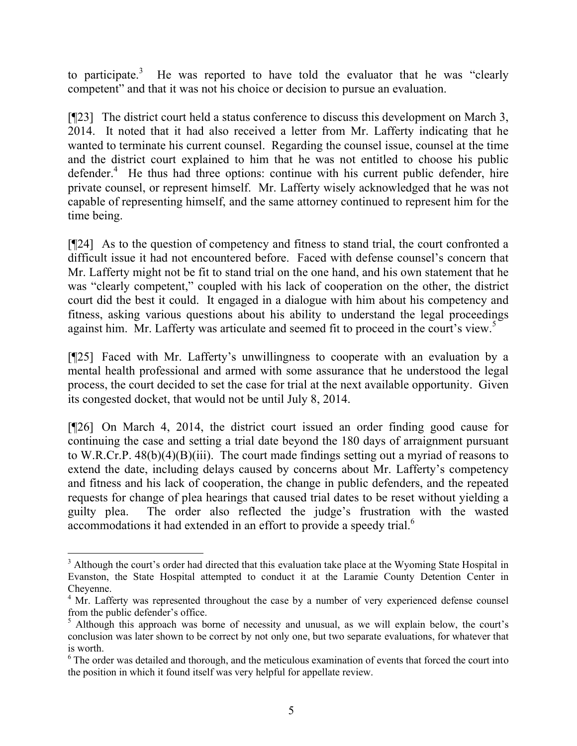to participate.[3] He was reported to have told the evaluator that he was "clearly competent" and that it was not his choice or decision to pursue an evaluation.

[¶23] The district court held a status conference to discuss this development on March 3, 2014. It noted that it had also received a letter from Mr. Lafferty indicating that he wanted to terminate his current counsel. Regarding the counsel issue, counsel at the time and the district court explained to him that he was not entitled to choose his public defender.[4] He thus had three options: continue with his current public defender, hire private counsel, or represent himself. Mr. Lafferty wisely acknowledged that he was not capable of representing himself, and the same attorney continued to represent him for the time being.

[¶24] As to the question of competency and fitness to stand trial, the court confronted a difficult issue it had not encountered before. Faced with defense counsel's concern that Mr. Lafferty might not be fit to stand trial on the one hand, and his own statement that he was "clearly competent," coupled with his lack of cooperation on the other, the district court did the best it could. It engaged in a dialogue with him about his competency and fitness, asking various questions about his ability to understand the legal proceedings against him. Mr. Lafferty was articulate and seemed fit to proceed in the court's view.[5]

[¶25] Faced with Mr. Lafferty's unwillingness to cooperate with an evaluation by a mental health professional and armed with some assurance that he understood the legal process, the court decided to set the case for trial at the next available opportunity. Given its congested docket, that would not be until July 8, 2014.

[¶26] On March 4, 2014, the district court issued an order finding good cause for continuing the case and setting a trial date beyond the 180 days of arraignment pursuant to W.R.Cr.P. 48(b)(4)(B)(iii). The court made findings setting out a myriad of reasons to extend the date, including delays caused by concerns about Mr. Lafferty's competency and fitness and his lack of cooperation, the change in public defenders, and the repeated requests for change of plea hearings that caused trial dates to be reset without yielding a guilty plea. The order also reflected the judge's frustration with the wasted accommodations it had extended in an effort to provide a speedy trial.[6]

---

[3] Although the court's order had directed that this evaluation take place at the Wyoming State Hospital in Evanston, the State Hospital attempted to conduct it at the Laramie County Detention Center in Cheyenne.

[4] Mr. Lafferty was represented throughout the case by a number of very experienced defense counsel from the public defender's office.

[5] Although this approach was borne of necessity and unusual, as we will explain below, the court's conclusion was later shown to be correct by not only one, but two separate evaluations, for whatever that is worth.

[6] The order was detailed and thorough, and the meticulous examination of events that forced the court into the position in which it found itself was very helpful for appellate review.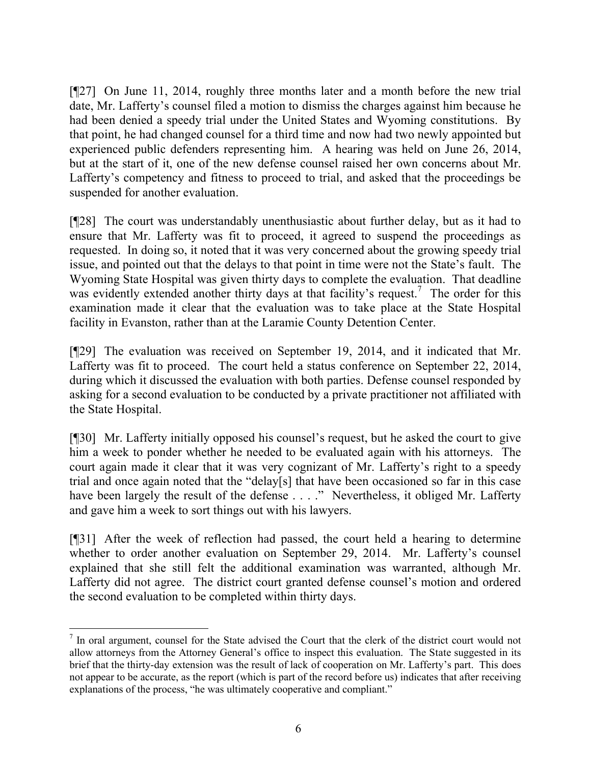[¶27] On June 11, 2014, roughly three months later and a month before the new trial date, Mr. Lafferty's counsel filed a motion to dismiss the charges against him because he had been denied a speedy trial under the United States and Wyoming constitutions. By that point, he had changed counsel for a third time and now had two newly appointed but experienced public defenders representing him. A hearing was held on June 26, 2014, but at the start of it, one of the new defense counsel raised her own concerns about Mr. Lafferty's competency and fitness to proceed to trial, and asked that the proceedings be suspended for another evaluation.

[¶28] The court was understandably unenthusiastic about further delay, but as it had to ensure that Mr. Lafferty was fit to proceed, it agreed to suspend the proceedings as requested. In doing so, it noted that it was very concerned about the growing speedy trial issue, and pointed out that the delays to that point in time were not the State's fault. The Wyoming State Hospital was given thirty days to complete the evaluation. That deadline was evidently extended another thirty days at that facility's request.[7] The order for this examination made it clear that the evaluation was to take place at the State Hospital facility in Evanston, rather than at the Laramie County Detention Center.

[¶29] The evaluation was received on September 19, 2014, and it indicated that Mr. Lafferty was fit to proceed. The court held a status conference on September 22, 2014, during which it discussed the evaluation with both parties. Defense counsel responded by asking for a second evaluation to be conducted by a private practitioner not affiliated with the State Hospital.

[¶30] Mr. Lafferty initially opposed his counsel's request, but he asked the court to give him a week to ponder whether he needed to be evaluated again with his attorneys. The court again made it clear that it was very cognizant of Mr. Lafferty's right to a speedy trial and once again noted that the "delay[s] that have been occasioned so far in this case have been largely the result of the defense . . . ." Nevertheless, it obliged Mr. Lafferty and gave him a week to sort things out with his lawyers.

[¶31] After the week of reflection had passed, the court held a hearing to determine whether to order another evaluation on September 29, 2014. Mr. Lafferty's counsel explained that she still felt the additional examination was warranted, although Mr. Lafferty did not agree. The district court granted defense counsel's motion and ordered the second evaluation to be completed within thirty days.

---

[7] In oral argument, counsel for the State advised the Court that the clerk of the district court would not allow attorneys from the Attorney General's office to inspect this evaluation. The State suggested in its brief that the thirty-day extension was the result of lack of cooperation on Mr. Lafferty's part. This does not appear to be accurate, as the report (which is part of the record before us) indicates that after receiving explanations of the process, "he was ultimately cooperative and compliant."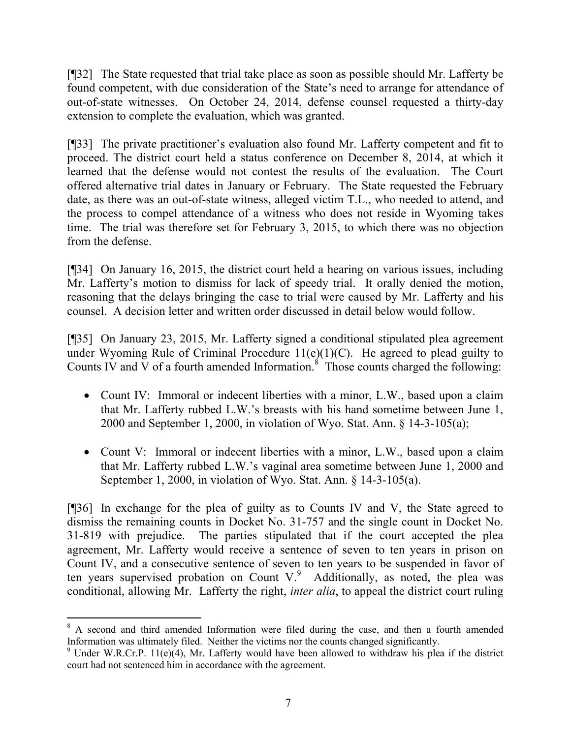[¶32] The State requested that trial take place as soon as possible should Mr. Lafferty be found competent, with due consideration of the State's need to arrange for attendance of out-of-state witnesses. On October 24, 2014, defense counsel requested a thirty-day extension to complete the evaluation, which was granted.

[¶33] The private practitioner's evaluation also found Mr. Lafferty competent and fit to proceed. The district court held a status conference on December 8, 2014, at which it learned that the defense would not contest the results of the evaluation. The Court offered alternative trial dates in January or February. The State requested the February date, as there was an out-of-state witness, alleged victim T.L., who needed to attend, and the process to compel attendance of a witness who does not reside in Wyoming takes time. The trial was therefore set for February 3, 2015, to which there was no objection from the defense.

[¶34] On January 16, 2015, the district court held a hearing on various issues, including Mr. Lafferty's motion to dismiss for lack of speedy trial. It orally denied the motion, reasoning that the delays bringing the case to trial were caused by Mr. Lafferty and his counsel. A decision letter and written order discussed in detail below would follow.

[¶35] On January 23, 2015, Mr. Lafferty signed a conditional stipulated plea agreement under Wyoming Rule of Criminal Procedure 11(e)(1)(C). He agreed to plead guilty to Counts IV and V of a fourth amended Information.[8] Those counts charged the following:

- Count IV: Immoral or indecent liberties with a minor, L.W., based upon a claim that Mr. Lafferty rubbed L.W.'s breasts with his hand sometime between June 1, 2000 and September 1, 2000, in violation of Wyo. Stat. Ann. § 14-3-105(a);
- Count V: Immoral or indecent liberties with a minor, L.W., based upon a claim that Mr. Lafferty rubbed L.W.'s vaginal area sometime between June 1, 2000 and September 1, 2000, in violation of Wyo. Stat. Ann. § 14-3-105(a).

[¶36] In exchange for the plea of guilty as to Counts IV and V, the State agreed to dismiss the remaining counts in Docket No. 31-757 and the single count in Docket No. 31-819 with prejudice. The parties stipulated that if the court accepted the plea agreement, Mr. Lafferty would receive a sentence of seven to ten years in prison on Count IV, and a consecutive sentence of seven to ten years to be suspended in favor of ten years supervised probation on Count V.[9] Additionally, as noted, the plea was conditional, allowing Mr. Lafferty the right, *inter alia*, to appeal the district court ruling

---

[8] A second and third amended Information were filed during the case, and then a fourth amended Information was ultimately filed. Neither the victims nor the counts changed significantly.

[9] Under W.R.Cr.P. 11(e)(4), Mr. Lafferty would have been allowed to withdraw his plea if the district court had not sentenced him in accordance with the agreement.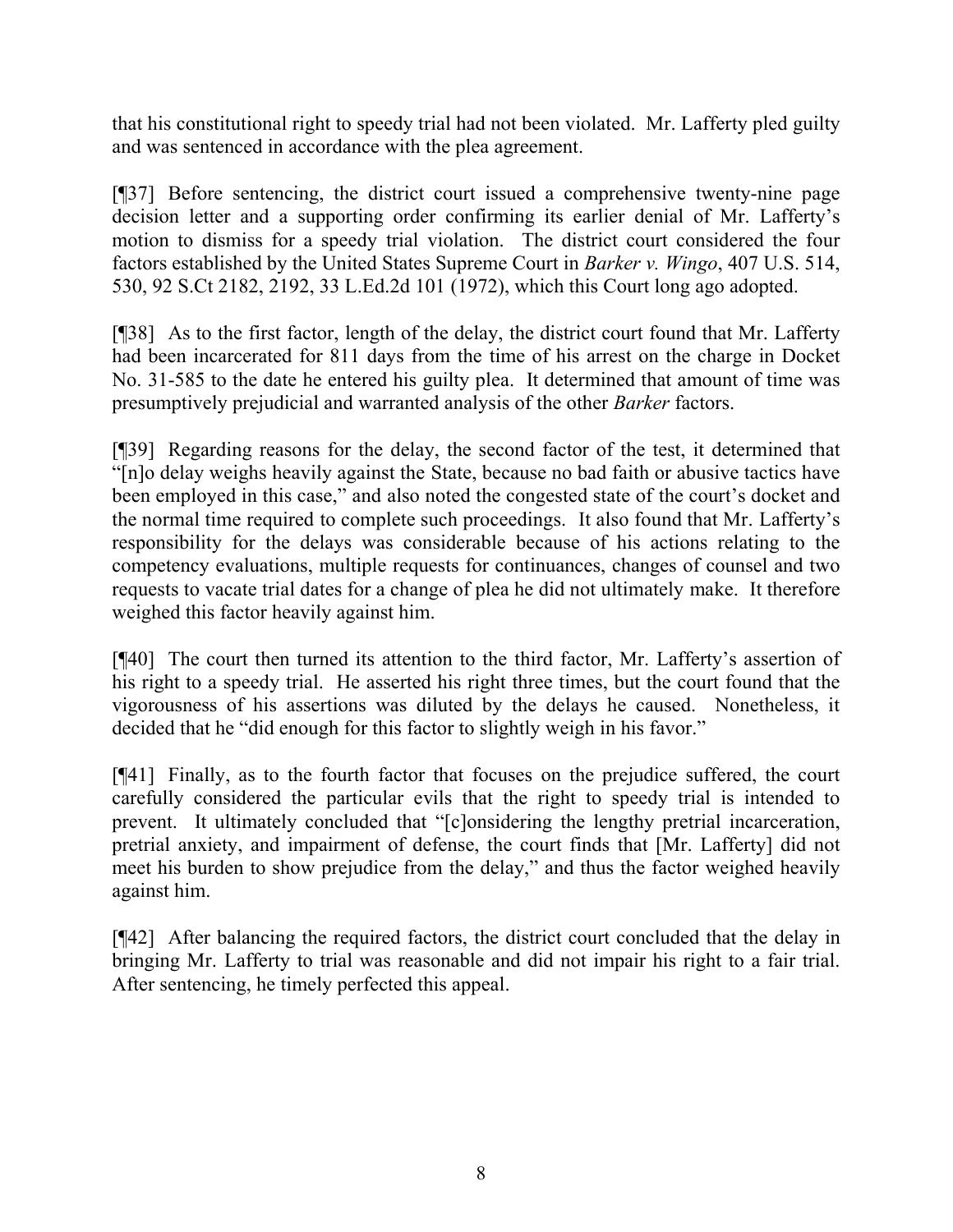that his constitutional right to speedy trial had not been violated. Mr. Lafferty pled guilty and was sentenced in accordance with the plea agreement.

[¶37] Before sentencing, the district court issued a comprehensive twenty-nine page decision letter and a supporting order confirming its earlier denial of Mr. Lafferty's motion to dismiss for a speedy trial violation. The district court considered the four factors established by the United States Supreme Court in *Barker v. Wingo*, 407 U.S. 514, 530, 92 S.Ct 2182, 2192, 33 L.Ed.2d 101 (1972), which this Court long ago adopted.

[¶38] As to the first factor, length of the delay, the district court found that Mr. Lafferty had been incarcerated for 811 days from the time of his arrest on the charge in Docket No. 31-585 to the date he entered his guilty plea. It determined that amount of time was presumptively prejudicial and warranted analysis of the other *Barker* factors.

[¶39] Regarding reasons for the delay, the second factor of the test, it determined that "[n]o delay weighs heavily against the State, because no bad faith or abusive tactics have been employed in this case," and also noted the congested state of the court's docket and the normal time required to complete such proceedings. It also found that Mr. Lafferty's responsibility for the delays was considerable because of his actions relating to the competency evaluations, multiple requests for continuances, changes of counsel and two requests to vacate trial dates for a change of plea he did not ultimately make. It therefore weighed this factor heavily against him.

[¶40] The court then turned its attention to the third factor, Mr. Lafferty's assertion of his right to a speedy trial. He asserted his right three times, but the court found that the vigorousness of his assertions was diluted by the delays he caused. Nonetheless, it decided that he "did enough for this factor to slightly weigh in his favor."

[¶41] Finally, as to the fourth factor that focuses on the prejudice suffered, the court carefully considered the particular evils that the right to speedy trial is intended to prevent. It ultimately concluded that "[c]onsidering the lengthy pretrial incarceration, pretrial anxiety, and impairment of defense, the court finds that [Mr. Lafferty] did not meet his burden to show prejudice from the delay," and thus the factor weighed heavily against him.

[¶42] After balancing the required factors, the district court concluded that the delay in bringing Mr. Lafferty to trial was reasonable and did not impair his right to a fair trial. After sentencing, he timely perfected this appeal.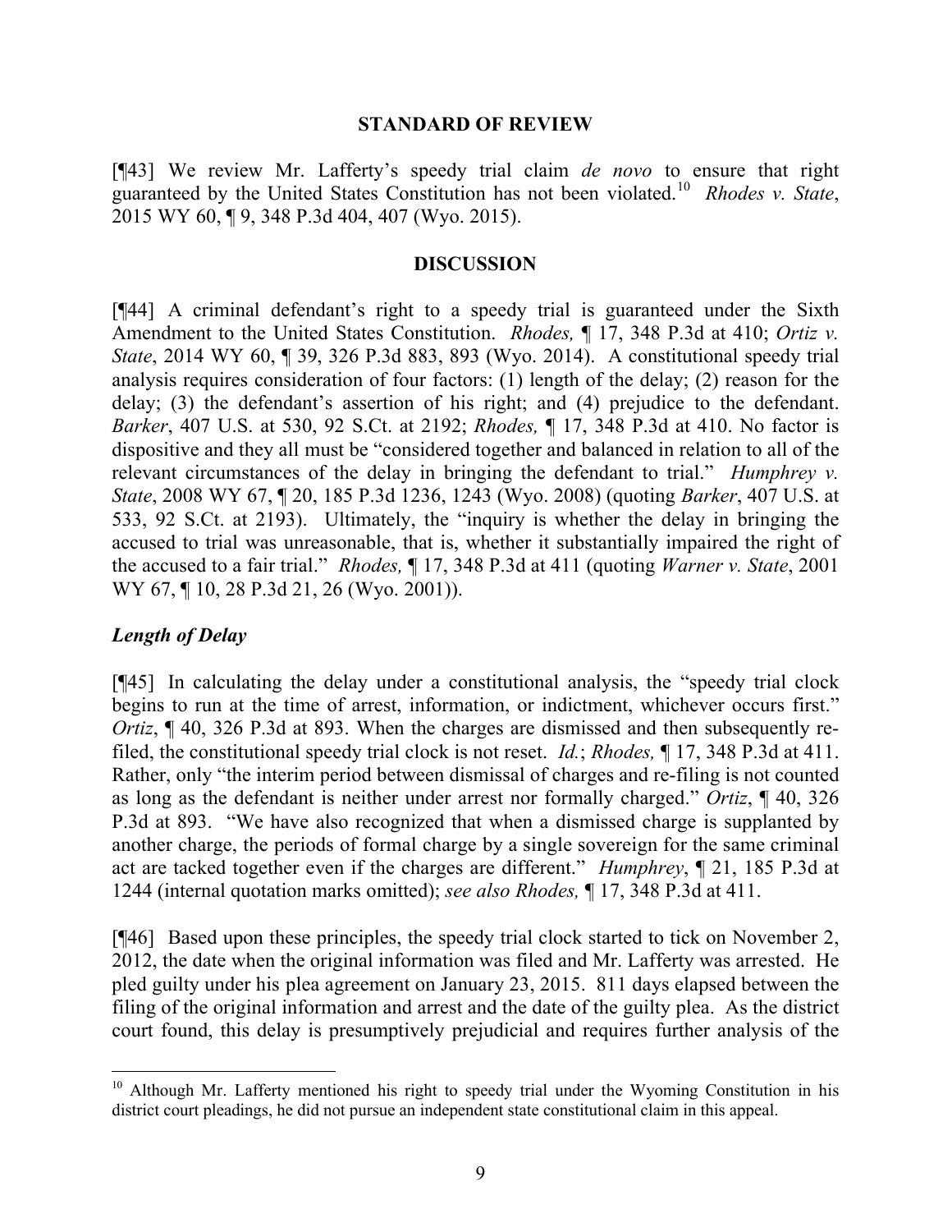## STANDARD OF REVIEW

[¶43] We review Mr. Lafferty's speedy trial claim *de novo* to ensure that right guaranteed by the United States Constitution has not been violated.[10] *Rhodes v. State*, 2015 WY 60, ¶ 9, 348 P.3d 404, 407 (Wyo. 2015).

## DISCUSSION

[¶44] A criminal defendant's right to a speedy trial is guaranteed under the Sixth Amendment to the United States Constitution. *Rhodes,* ¶ 17, 348 P.3d at 410; *Ortiz v. State*, 2014 WY 60, ¶ 39, 326 P.3d 883, 893 (Wyo. 2014). A constitutional speedy trial analysis requires consideration of four factors: (1) length of the delay; (2) reason for the delay; (3) the defendant's assertion of his right; and (4) prejudice to the defendant. *Barker*, 407 U.S. at 530, 92 S.Ct. at 2192; *Rhodes,* ¶ 17, 348 P.3d at 410. No factor is dispositive and they all must be "considered together and balanced in relation to all of the relevant circumstances of the delay in bringing the defendant to trial." *Humphrey v. State*, 2008 WY 67, ¶ 20, 185 P.3d 1236, 1243 (Wyo. 2008) (quoting *Barker*, 407 U.S. at 533, 92 S.Ct. at 2193). Ultimately, the "inquiry is whether the delay in bringing the accused to trial was unreasonable, that is, whether it substantially impaired the right of the accused to a fair trial." *Rhodes,* ¶ 17, 348 P.3d at 411 (quoting *Warner v. State*, 2001 WY 67, ¶ 10, 28 P.3d 21, 26 (Wyo. 2001)).

### *Length of Delay*

[¶45] In calculating the delay under a constitutional analysis, the "speedy trial clock begins to run at the time of arrest, information, or indictment, whichever occurs first." *Ortiz*, ¶ 40, 326 P.3d at 893. When the charges are dismissed and then subsequently re-filed, the constitutional speedy trial clock is not reset. *Id.*; *Rhodes,* ¶ 17, 348 P.3d at 411. Rather, only "the interim period between dismissal of charges and re-filing is not counted as long as the defendant is neither under arrest nor formally charged." *Ortiz*, ¶ 40, 326 P.3d at 893. "We have also recognized that when a dismissed charge is supplanted by another charge, the periods of formal charge by a single sovereign for the same criminal act are tacked together even if the charges are different." *Humphrey*, ¶ 21, 185 P.3d at 1244 (internal quotation marks omitted); *see also Rhodes,* ¶ 17, 348 P.3d at 411.

[¶46] Based upon these principles, the speedy trial clock started to tick on November 2, 2012, the date when the original information was filed and Mr. Lafferty was arrested. He pled guilty under his plea agreement on January 23, 2015. 811 days elapsed between the filing of the original information and arrest and the date of the guilty plea. As the district court found, this delay is presumptively prejudicial and requires further analysis of the

---

[10] Although Mr. Lafferty mentioned his right to speedy trial under the Wyoming Constitution in his district court pleadings, he did not pursue an independent state constitutional claim in this appeal.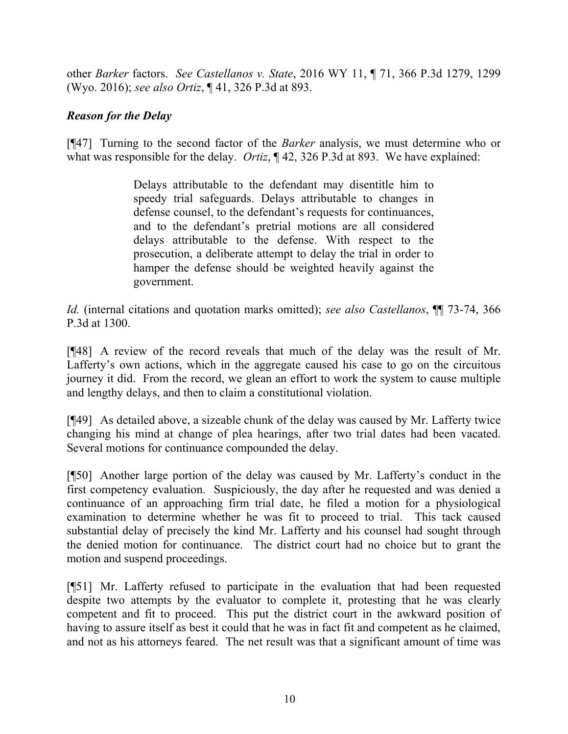other *Barker* factors. *See Castellanos v. State*, 2016 WY 11, ¶ 71, 366 P.3d 1279, 1299 (Wyo. 2016); *see also Ortiz*, ¶ 41, 326 P.3d at 893.

***Reason for the Delay***

[¶47] Turning to the second factor of the *Barker* analysis, we must determine who or what was responsible for the delay. *Ortiz*, ¶ 42, 326 P.3d at 893. We have explained:

> Delays attributable to the defendant may disentitle him to speedy trial safeguards. Delays attributable to changes in defense counsel, to the defendant's requests for continuances, and to the defendant's pretrial motions are all considered delays attributable to the defense. With respect to the prosecution, a deliberate attempt to delay the trial in order to hamper the defense should be weighted heavily against the government.

*Id.* (internal citations and quotation marks omitted); *see also Castellanos*, ¶¶ 73-74, 366 P.3d at 1300.

[¶48] A review of the record reveals that much of the delay was the result of Mr. Lafferty's own actions, which in the aggregate caused his case to go on the circuitous journey it did. From the record, we glean an effort to work the system to cause multiple and lengthy delays, and then to claim a constitutional violation.

[¶49] As detailed above, a sizeable chunk of the delay was caused by Mr. Lafferty twice changing his mind at change of plea hearings, after two trial dates had been vacated. Several motions for continuance compounded the delay.

[¶50] Another large portion of the delay was caused by Mr. Lafferty's conduct in the first competency evaluation. Suspiciously, the day after he requested and was denied a continuance of an approaching firm trial date, he filed a motion for a physiological examination to determine whether he was fit to proceed to trial. This tack caused substantial delay of precisely the kind Mr. Lafferty and his counsel had sought through the denied motion for continuance. The district court had no choice but to grant the motion and suspend proceedings.

[¶51] Mr. Lafferty refused to participate in the evaluation that had been requested despite two attempts by the evaluator to complete it, protesting that he was clearly competent and fit to proceed. This put the district court in the awkward position of having to assure itself as best it could that he was in fact fit and competent as he claimed, and not as his attorneys feared. The net result was that a significant amount of time was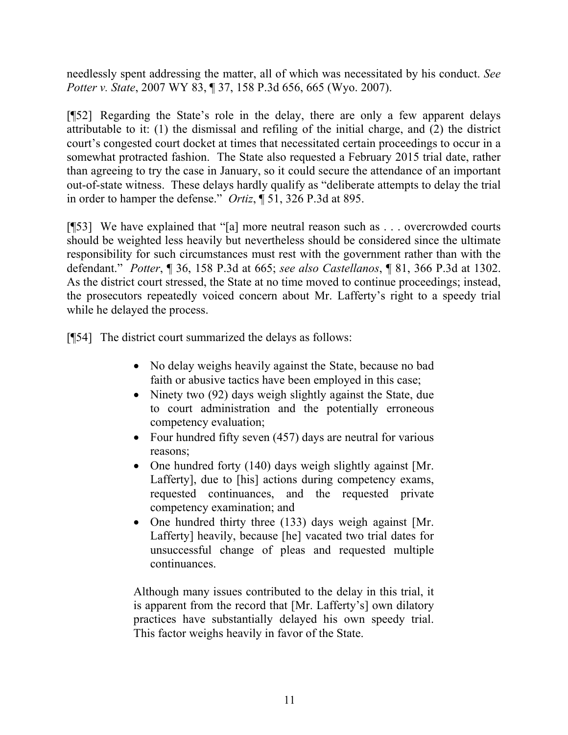needlessly spent addressing the matter, all of which was necessitated by his conduct. *See Potter v. State*, 2007 WY 83, ¶ 37, 158 P.3d 656, 665 (Wyo. 2007).

[¶52] Regarding the State's role in the delay, there are only a few apparent delays attributable to it: (1) the dismissal and refiling of the initial charge, and (2) the district court's congested court docket at times that necessitated certain proceedings to occur in a somewhat protracted fashion. The State also requested a February 2015 trial date, rather than agreeing to try the case in January, so it could secure the attendance of an important out-of-state witness. These delays hardly qualify as "deliberate attempts to delay the trial in order to hamper the defense." *Ortiz*, ¶ 51, 326 P.3d at 895.

[¶53] We have explained that "[a] more neutral reason such as . . . overcrowded courts should be weighted less heavily but nevertheless should be considered since the ultimate responsibility for such circumstances must rest with the government rather than with the defendant." *Potter*, ¶ 36, 158 P.3d at 665; *see also Castellanos*, ¶ 81, 366 P.3d at 1302. As the district court stressed, the State at no time moved to continue proceedings; instead, the prosecutors repeatedly voiced concern about Mr. Lafferty's right to a speedy trial while he delayed the process.

[¶54] The district court summarized the delays as follows:

> - No delay weighs heavily against the State, because no bad faith or abusive tactics have been employed in this case;
> - Ninety two (92) days weigh slightly against the State, due to court administration and the potentially erroneous competency evaluation;
> - Four hundred fifty seven (457) days are neutral for various reasons;
> - One hundred forty (140) days weigh slightly against [Mr. Lafferty], due to [his] actions during competency exams, requested continuances, and the requested private competency examination; and
> - One hundred thirty three (133) days weigh against [Mr. Lafferty] heavily, because [he] vacated two trial dates for unsuccessful change of pleas and requested multiple continuances.
>
> Although many issues contributed to the delay in this trial, it is apparent from the record that [Mr. Lafferty's] own dilatory practices have substantially delayed his own speedy trial. This factor weighs heavily in favor of the State.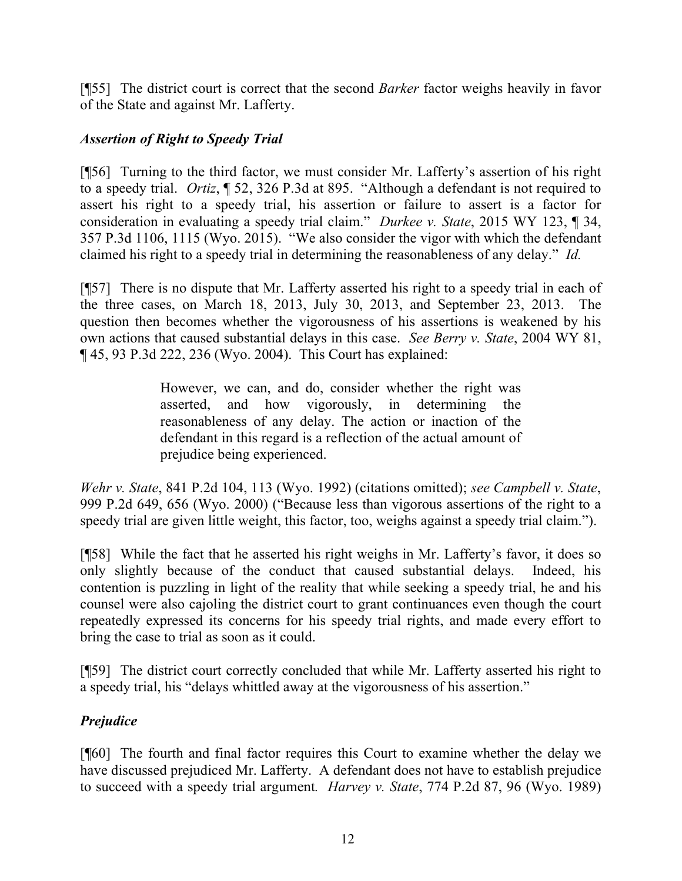[¶55] The district court is correct that the second *Barker* factor weighs heavily in favor of the State and against Mr. Lafferty.

### *Assertion of Right to Speedy Trial*

[¶56] Turning to the third factor, we must consider Mr. Lafferty's assertion of his right to a speedy trial. *Ortiz*, ¶ 52, 326 P.3d at 895. "Although a defendant is not required to assert his right to a speedy trial, his assertion or failure to assert is a factor for consideration in evaluating a speedy trial claim." *Durkee v. State*, 2015 WY 123, ¶ 34, 357 P.3d 1106, 1115 (Wyo. 2015). "We also consider the vigor with which the defendant claimed his right to a speedy trial in determining the reasonableness of any delay." *Id.*

[¶57] There is no dispute that Mr. Lafferty asserted his right to a speedy trial in each of the three cases, on March 18, 2013, July 30, 2013, and September 23, 2013. The question then becomes whether the vigorousness of his assertions is weakened by his own actions that caused substantial delays in this case. *See Berry v. State*, 2004 WY 81, ¶ 45, 93 P.3d 222, 236 (Wyo. 2004). This Court has explained:

> However, we can, and do, consider whether the right was asserted, and how vigorously, in determining the reasonableness of any delay. The action or inaction of the defendant in this regard is a reflection of the actual amount of prejudice being experienced.

*Wehr v. State*, 841 P.2d 104, 113 (Wyo. 1992) (citations omitted); *see Campbell v. State*, 999 P.2d 649, 656 (Wyo. 2000) ("Because less than vigorous assertions of the right to a speedy trial are given little weight, this factor, too, weighs against a speedy trial claim.").

[¶58] While the fact that he asserted his right weighs in Mr. Lafferty's favor, it does so only slightly because of the conduct that caused substantial delays. Indeed, his contention is puzzling in light of the reality that while seeking a speedy trial, he and his counsel were also cajoling the district court to grant continuances even though the court repeatedly expressed its concerns for his speedy trial rights, and made every effort to bring the case to trial as soon as it could.

[¶59] The district court correctly concluded that while Mr. Lafferty asserted his right to a speedy trial, his "delays whittled away at the vigorousness of his assertion."

### *Prejudice*

[¶60] The fourth and final factor requires this Court to examine whether the delay we have discussed prejudiced Mr. Lafferty. A defendant does not have to establish prejudice to succeed with a speedy trial argument*.* *Harvey v. State*, 774 P.2d 87, 96 (Wyo. 1989)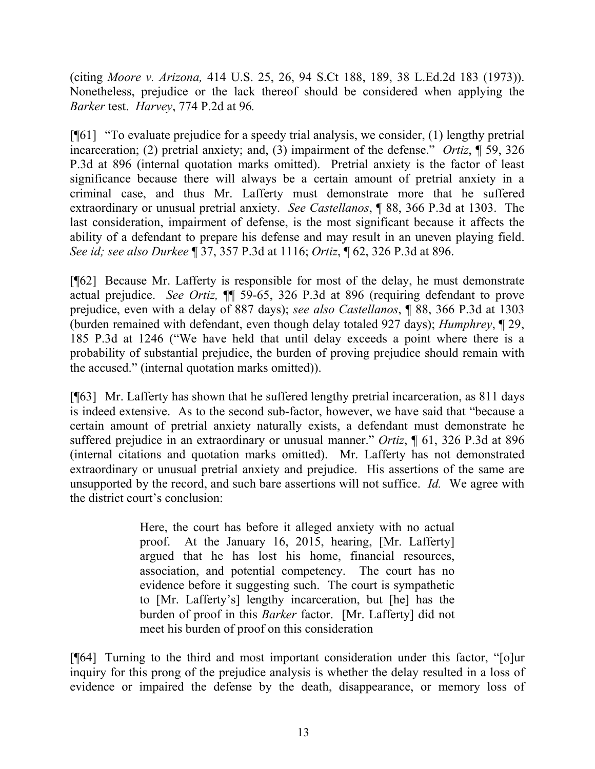(citing *Moore v. Arizona,* 414 U.S. 25, 26, 94 S.Ct 188, 189, 38 L.Ed.2d 183 (1973)). Nonetheless, prejudice or the lack thereof should be considered when applying the *Barker* test. *Harvey*, 774 P.2d at 96*.*

[¶61] "To evaluate prejudice for a speedy trial analysis, we consider, (1) lengthy pretrial incarceration; (2) pretrial anxiety; and, (3) impairment of the defense." *Ortiz*, ¶ 59, 326 P.3d at 896 (internal quotation marks omitted). Pretrial anxiety is the factor of least significance because there will always be a certain amount of pretrial anxiety in a criminal case, and thus Mr. Lafferty must demonstrate more that he suffered extraordinary or unusual pretrial anxiety. *See Castellanos*, ¶ 88, 366 P.3d at 1303. The last consideration, impairment of defense, is the most significant because it affects the ability of a defendant to prepare his defense and may result in an uneven playing field. *See id; see also Durkee* ¶ 37, 357 P.3d at 1116; *Ortiz*, ¶ 62, 326 P.3d at 896.

[¶62] Because Mr. Lafferty is responsible for most of the delay, he must demonstrate actual prejudice. *See Ortiz,* ¶¶ 59-65, 326 P.3d at 896 (requiring defendant to prove prejudice, even with a delay of 887 days); *see also Castellanos*, ¶ 88, 366 P.3d at 1303 (burden remained with defendant, even though delay totaled 927 days); *Humphrey*, ¶ 29, 185 P.3d at 1246 ("We have held that until delay exceeds a point where there is a probability of substantial prejudice, the burden of proving prejudice should remain with the accused." (internal quotation marks omitted)).

[¶63] Mr. Lafferty has shown that he suffered lengthy pretrial incarceration, as 811 days is indeed extensive. As to the second sub-factor, however, we have said that "because a certain amount of pretrial anxiety naturally exists, a defendant must demonstrate he suffered prejudice in an extraordinary or unusual manner." *Ortiz*, ¶ 61, 326 P.3d at 896 (internal citations and quotation marks omitted). Mr. Lafferty has not demonstrated extraordinary or unusual pretrial anxiety and prejudice. His assertions of the same are unsupported by the record, and such bare assertions will not suffice. *Id.* We agree with the district court's conclusion:

> Here, the court has before it alleged anxiety with no actual proof. At the January 16, 2015, hearing, [Mr. Lafferty] argued that he has lost his home, financial resources, association, and potential competency. The court has no evidence before it suggesting such. The court is sympathetic to [Mr. Lafferty's] lengthy incarceration, but [he] has the burden of proof in this *Barker* factor. [Mr. Lafferty] did not meet his burden of proof on this consideration

[¶64] Turning to the third and most important consideration under this factor, "[o]ur inquiry for this prong of the prejudice analysis is whether the delay resulted in a loss of evidence or impaired the defense by the death, disappearance, or memory loss of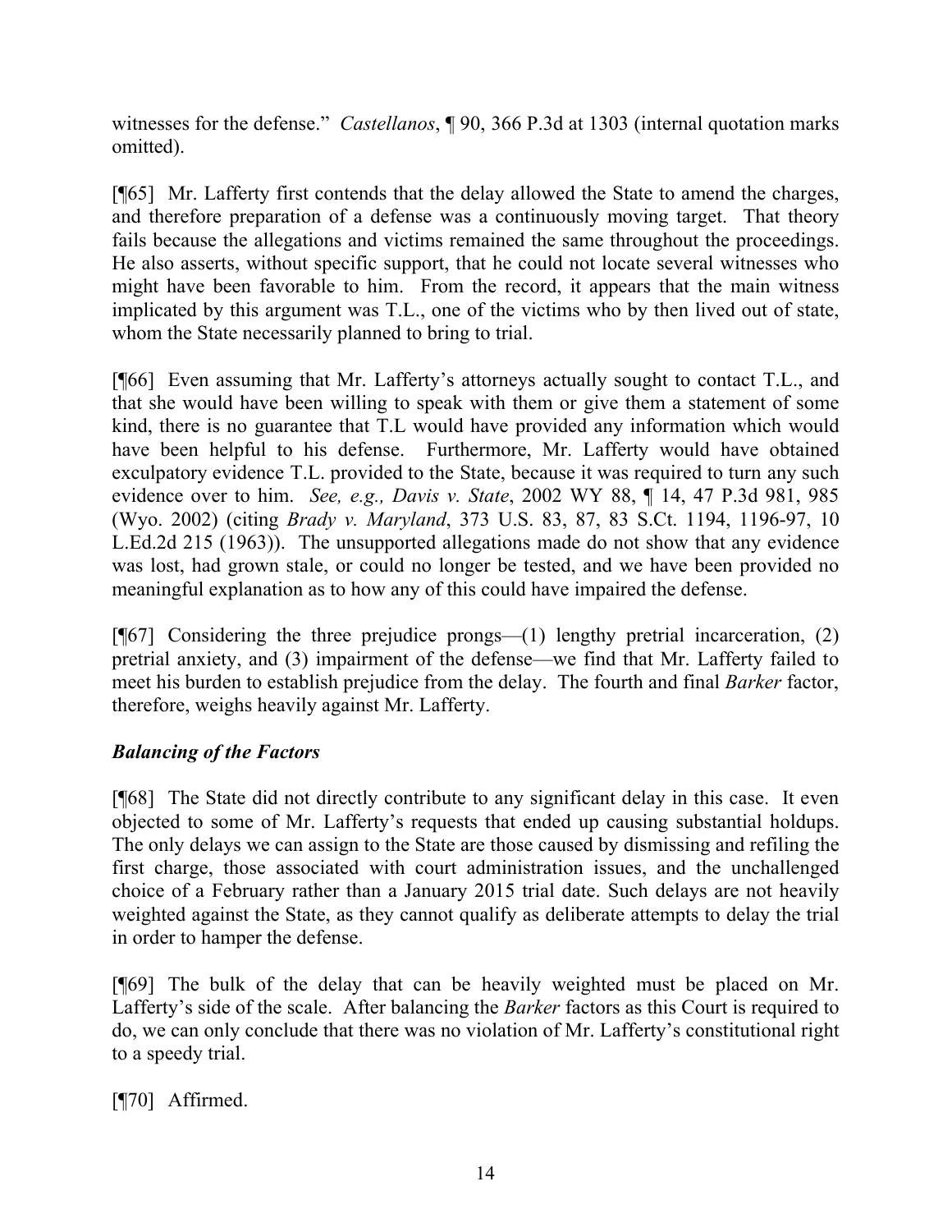witnesses for the defense." *Castellanos*, ¶ 90, 366 P.3d at 1303 (internal quotation marks omitted).

[¶65] Mr. Lafferty first contends that the delay allowed the State to amend the charges, and therefore preparation of a defense was a continuously moving target. That theory fails because the allegations and victims remained the same throughout the proceedings. He also asserts, without specific support, that he could not locate several witnesses who might have been favorable to him. From the record, it appears that the main witness implicated by this argument was T.L., one of the victims who by then lived out of state, whom the State necessarily planned to bring to trial.

[¶66] Even assuming that Mr. Lafferty's attorneys actually sought to contact T.L., and that she would have been willing to speak with them or give them a statement of some kind, there is no guarantee that T.L would have provided any information which would have been helpful to his defense. Furthermore, Mr. Lafferty would have obtained exculpatory evidence T.L. provided to the State, because it was required to turn any such evidence over to him. *See, e.g., Davis v. State*, 2002 WY 88, ¶ 14, 47 P.3d 981, 985 (Wyo. 2002) (citing *Brady v. Maryland*, 373 U.S. 83, 87, 83 S.Ct. 1194, 1196-97, 10 L.Ed.2d 215 (1963)). The unsupported allegations made do not show that any evidence was lost, had grown stale, or could no longer be tested, and we have been provided no meaningful explanation as to how any of this could have impaired the defense.

[¶67] Considering the three prejudice prongs—(1) lengthy pretrial incarceration, (2) pretrial anxiety, and (3) impairment of the defense—we find that Mr. Lafferty failed to meet his burden to establish prejudice from the delay. The fourth and final *Barker* factor, therefore, weighs heavily against Mr. Lafferty.

***Balancing of the Factors***

[¶68] The State did not directly contribute to any significant delay in this case. It even objected to some of Mr. Lafferty's requests that ended up causing substantial holdups. The only delays we can assign to the State are those caused by dismissing and refiling the first charge, those associated with court administration issues, and the unchallenged choice of a February rather than a January 2015 trial date. Such delays are not heavily weighted against the State, as they cannot qualify as deliberate attempts to delay the trial in order to hamper the defense.

[¶69] The bulk of the delay that can be heavily weighted must be placed on Mr. Lafferty's side of the scale. After balancing the *Barker* factors as this Court is required to do, we can only conclude that there was no violation of Mr. Lafferty's constitutional right to a speedy trial.

[¶70] Affirmed.